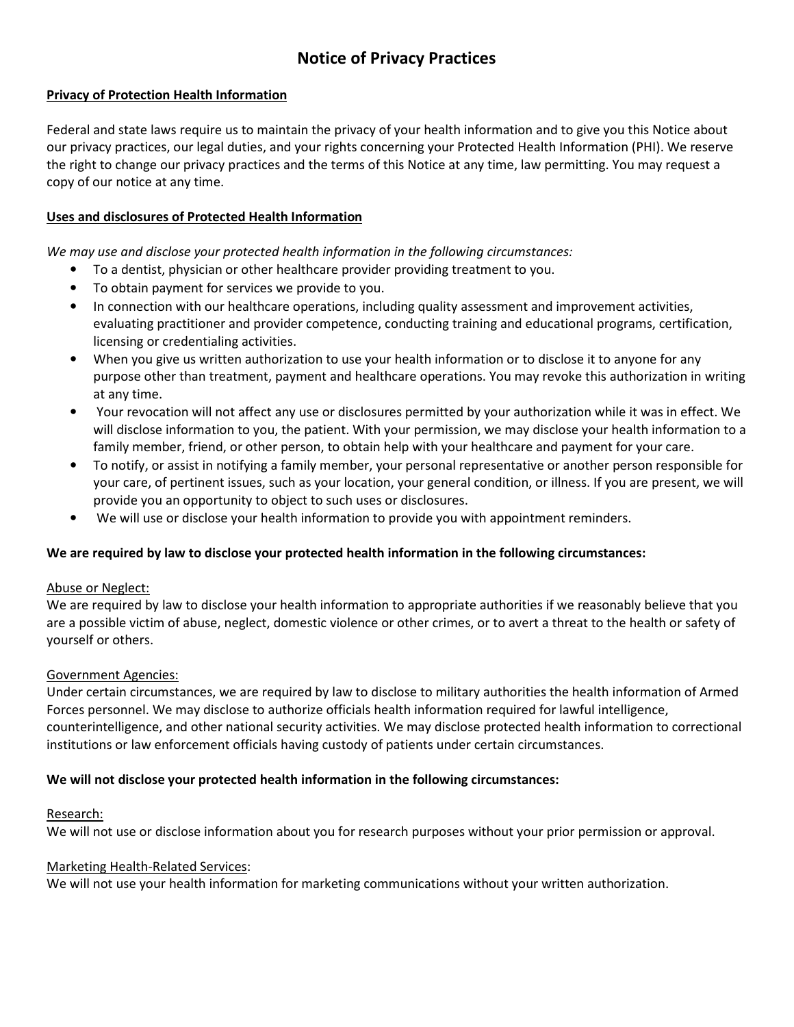# Notice of Privacy Practices

**Privacy of Protection Health Information**

Federal and state laws require us to maintain the privacy of your health information and to give you this Notice about our privacy practices, our legal duties, and your rights concerning your Protected Health Information (PHI). We reserve the right to change our privacy practices and the terms of this Notice at any time, law permitting. You may request a copy of our notice at any time.

**Uses and disclosures of Protected Health Information**

*We may use and disclose your protected health information in the following circumstances:*

- To a dentist, physician or other healthcare provider providing treatment to you.
- To obtain payment for services we provide to you.
- In connection with our healthcare operations, including quality assessment and improvement activities, evaluating practitioner and provider competence, conducting training and educational programs, certification, licensing or credentialing activities.
- When you give us written authorization to use your health information or to disclose it to anyone for any purpose other than treatment, payment and healthcare operations. You may revoke this authorization in writing at any time.
- Your revocation will not affect any use or disclosures permitted by your authorization while it was in effect. We will disclose information to you, the patient. With your permission, we may disclose your health information to a family member, friend, or other person, to obtain help with your healthcare and payment for your care.
- To notify, or assist in notifying a family member, your personal representative or another person responsible for your care, of pertinent issues, such as your location, your general condition, or illness. If you are present, we will provide you an opportunity to object to such uses or disclosures.
- We will use or disclose your health information to provide you with appointment reminders.

**We are required by law to disclose your protected health information in the following circumstances:**

Abuse or Neglect:
We are required by law to disclose your health information to appropriate authorities if we reasonably believe that you are a possible victim of abuse, neglect, domestic violence or other crimes, or to avert a threat to the health or safety of yourself or others.

Government Agencies:
Under certain circumstances, we are required by law to disclose to military authorities the health information of Armed Forces personnel. We may disclose to authorize officials health information required for lawful intelligence, counterintelligence, and other national security activities. We may disclose protected health information to correctional institutions or law enforcement officials having custody of patients under certain circumstances.

**We will not disclose your protected health information in the following circumstances:**

Research:
We will not use or disclose information about you for research purposes without your prior permission or approval.

Marketing Health-Related Services:
We will not use your health information for marketing communications without your written authorization.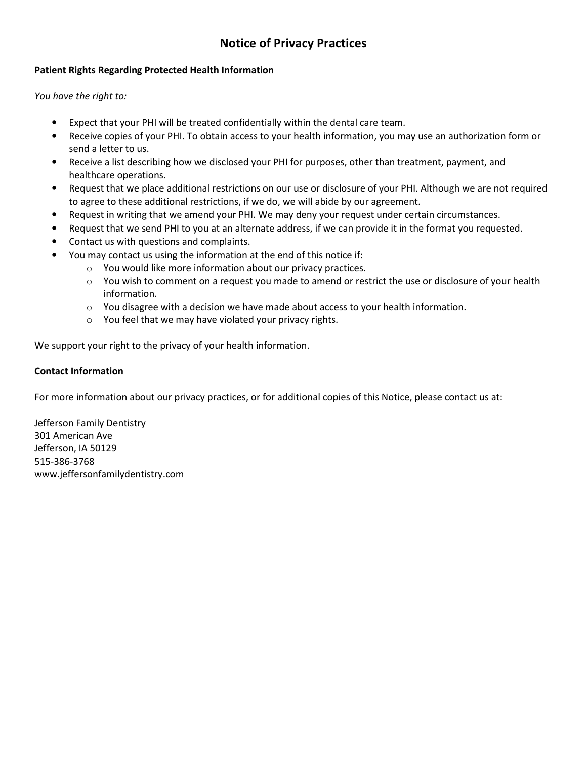# Notice of Privacy Practices

**Patient Rights Regarding Protected Health Information**

*You have the right to:*

- Expect that your PHI will be treated confidentially within the dental care team.
- Receive copies of your PHI. To obtain access to your health information, you may use an authorization form or send a letter to us.
- Receive a list describing how we disclosed your PHI for purposes, other than treatment, payment, and healthcare operations.
- Request that we place additional restrictions on our use or disclosure of your PHI. Although we are not required to agree to these additional restrictions, if we do, we will abide by our agreement.
- Request in writing that we amend your PHI. We may deny your request under certain circumstances.
- Request that we send PHI to you at an alternate address, if we can provide it in the format you requested.
- Contact us with questions and complaints.
- You may contact us using the information at the end of this notice if:
    - You would like more information about our privacy practices.
    - You wish to comment on a request you made to amend or restrict the use or disclosure of your health information.
    - You disagree with a decision we have made about access to your health information.
    - You feel that we may have violated your privacy rights.

We support your right to the privacy of your health information.

**Contact Information**

For more information about our privacy practices, or for additional copies of this Notice, please contact us at:

Jefferson Family Dentistry
301 American Ave
Jefferson, IA 50129
515-386-3768
www.jeffersonfamilydentistry.com